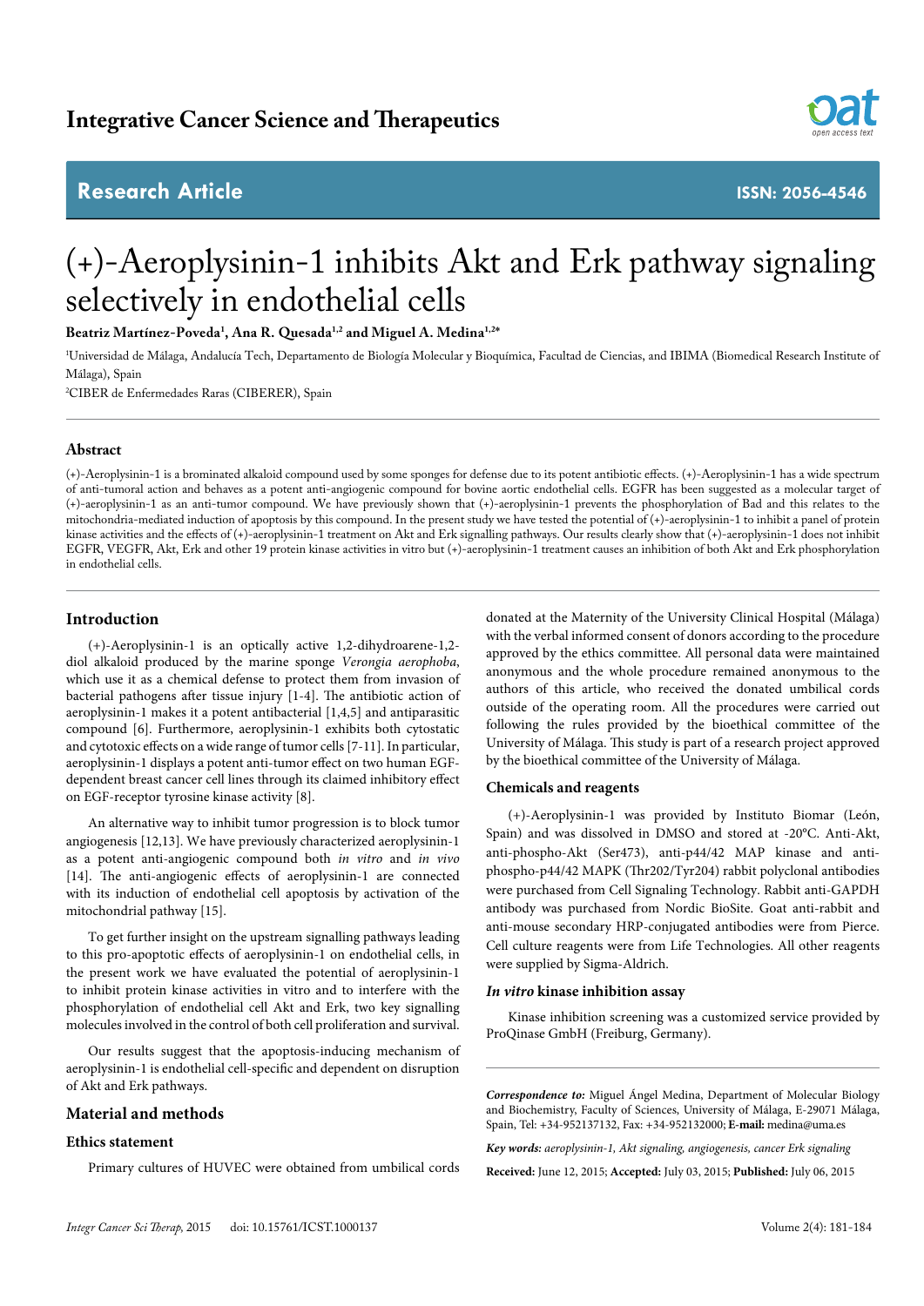Integrative Cancer Science and Therapeutics

Research Article

ISSN: 2056-4546

# (+)-Aeroplysinin-1 inhibits Akt and Erk pathway signaling selectively in endothelial cells

**Beatriz Martínez-Poveda[1], Ana R. Quesada[1,2] and Miguel A. Medina[1,2]***

[1]Universidad de Málaga, Andalucía Tech, Departamento de Biología Molecular y Bioquímica, Facultad de Ciencias, and IBIMA (Biomedical Research Institute of Málaga), Spain

[2]CIBER de Enfermedades Raras (CIBERER), Spain

## Abstract

(+)-Aeroplysinin-1 is a brominated alkaloid compound used by some sponges for defense due to its potent antibiotic effects. (+)-Aeroplysinin-1 has a wide spectrum of anti-tumoral action and behaves as a potent anti-angiogenic compound for bovine aortic endothelial cells. EGFR has been suggested as a molecular target of (+)-aeroplysinin-1 as an anti-tumor compound. We have previously shown that (+)-aeroplysinin-1 prevents the phosphorylation of Bad and this relates to the mitochondria-mediated induction of apoptosis by this compound. In the present study we have tested the potential of (+)-aeroplysinin-1 to inhibit a panel of protein kinase activities and the effects of (+)-aeroplysinin-1 treatment on Akt and Erk signalling pathways. Our results clearly show that (+)-aeroplysinin-1 does not inhibit EGFR, VEGFR, Akt, Erk and other 19 protein kinase activities in vitro but (+)-aeroplysinin-1 treatment causes an inhibition of both Akt and Erk phosphorylation in endothelial cells.

## Introduction

(+)-Aeroplysinin-1 is an optically active 1,2-dihydroarene-1,2-diol alkaloid produced by the marine sponge *Verongia aerophoba*, which use it as a chemical defense to protect them from invasion of bacterial pathogens after tissue injury [1-4]. The antibiotic action of aeroplysinin-1 makes it a potent antibacterial [1,4,5] and antiparasitic compound [6]. Furthermore, aeroplysinin-1 exhibits both cytostatic and cytotoxic effects on a wide range of tumor cells [7-11]. In particular, aeroplysinin-1 displays a potent anti-tumor effect on two human EGF-dependent breast cancer cell lines through its claimed inhibitory effect on EGF-receptor tyrosine kinase activity [8].

An alternative way to inhibit tumor progression is to block tumor angiogenesis [12,13]. We have previously characterized aeroplysinin-1 as a potent anti-angiogenic compound both *in vitro* and *in vivo* [14]. The anti-angiogenic effects of aeroplysinin-1 are connected with its induction of endothelial cell apoptosis by activation of the mitochondrial pathway [15].

To get further insight on the upstream signalling pathways leading to this pro-apoptotic effects of aeroplysinin-1 on endothelial cells, in the present work we have evaluated the potential of aeroplysinin-1 to inhibit protein kinase activities in vitro and to interfere with the phosphorylation of endothelial cell Akt and Erk, two key signalling molecules involved in the control of both cell proliferation and survival.

Our results suggest that the apoptosis-inducing mechanism of aeroplysinin-1 is endothelial cell-specific and dependent on disruption of Akt and Erk pathways.

## Material and methods

### Ethics statement

Primary cultures of HUVEC were obtained from umbilical cords donated at the Maternity of the University Clinical Hospital (Málaga) with the verbal informed consent of donors according to the procedure approved by the ethics committee. All personal data were maintained anonymous and the whole procedure remained anonymous to the authors of this article, who received the donated umbilical cords outside of the operating room. All the procedures were carried out following the rules provided by the bioethical committee of the University of Málaga. This study is part of a research project approved by the bioethical committee of the University of Málaga.

### Chemicals and reagents

(+)-Aeroplysinin-1 was provided by Instituto Biomar (León, Spain) and was dissolved in DMSO and stored at -20°C. Anti-Akt, anti-phospho-Akt (Ser473), anti-p44/42 MAP kinase and anti-phospho-p44/42 MAPK (Thr202/Tyr204) rabbit polyclonal antibodies were purchased from Cell Signaling Technology. Rabbit anti-GAPDH antibody was purchased from Nordic BioSite. Goat anti-rabbit and anti-mouse secondary HRP-conjugated antibodies were from Pierce. Cell culture reagents were from Life Technologies. All other reagents were supplied by Sigma-Aldrich.

### *In vitro* kinase inhibition assay

Kinase inhibition screening was a customized service provided by ProQinase GmbH (Freiburg, Germany).

***Correspondence to:*** Miguel Ángel Medina, Department of Molecular Biology and Biochemistry, Faculty of Sciences, University of Málaga, E-29071 Málaga, Spain, Tel: +34-952137132, Fax: +34-952132000; **E-mail:** medina@uma.es

***Key words:*** *aeroplysinin-1, Akt signaling, angiogenesis, cancer Erk signaling*

**Received:** June 12, 2015; **Accepted:** July 03, 2015; **Published:** July 06, 2015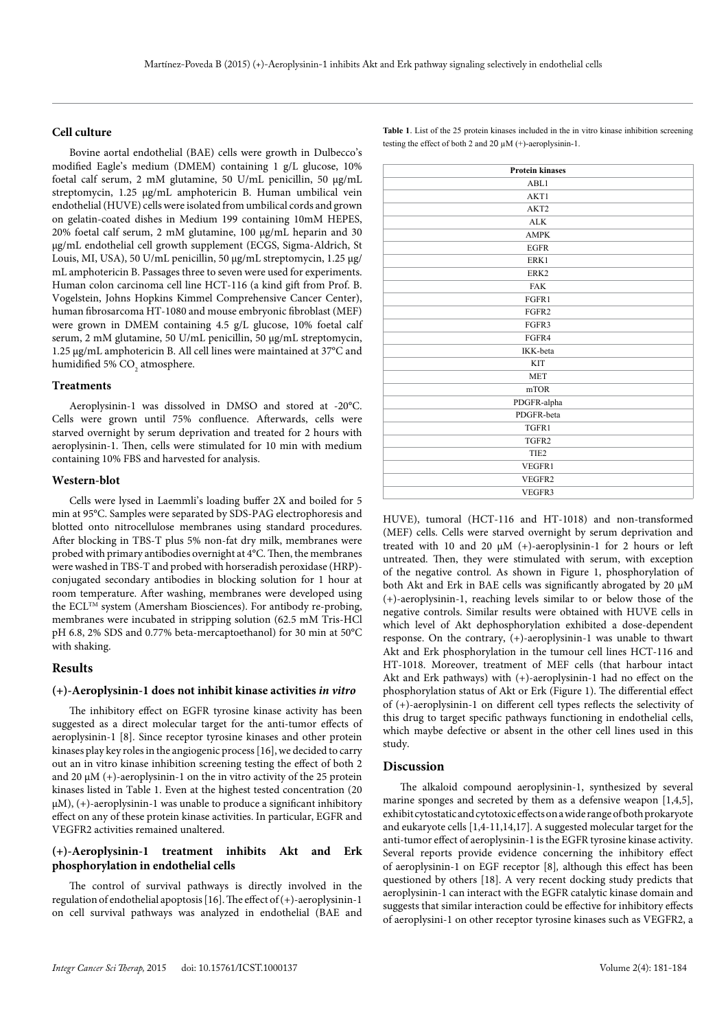### Cell culture

Bovine aortal endothelial (BAE) cells were growth in Dulbecco's modified Eagle's medium (DMEM) containing 1 g/L glucose, 10% foetal calf serum, 2 mM glutamine, 50 U/mL penicillin, 50 μg/mL streptomycin, 1.25 μg/mL amphotericin B. Human umbilical vein endothelial (HUVE) cells were isolated from umbilical cords and grown on gelatin-coated dishes in Medium 199 containing 10mM HEPES, 20% foetal calf serum, 2 mM glutamine, 100 μg/mL heparin and 30 μg/mL endothelial cell growth supplement (ECGS, Sigma-Aldrich, St Louis, MI, USA), 50 U/mL penicillin, 50 μg/mL streptomycin, 1.25 μg/mL amphotericin B. Passages three to seven were used for experiments. Human colon carcinoma cell line HCT-116 (a kind gift from Prof. B. Vogelstein, Johns Hopkins Kimmel Comprehensive Cancer Center), human fibrosarcoma HT-1080 and mouse embryonic fibroblast (MEF) were grown in DMEM containing 4.5 g/L glucose, 10% foetal calf serum, 2 mM glutamine, 50 U/mL penicillin, 50 μg/mL streptomycin, 1.25 μg/mL amphotericin B. All cell lines were maintained at 37°C and humidified 5% $CO_2$ atmosphere.

### Treatments

Aeroplysinin-1 was dissolved in DMSO and stored at -20°C. Cells were grown until 75% confluence. Afterwards, cells were starved overnight by serum deprivation and treated for 2 hours with aeroplysinin-1. Then, cells were stimulated for 10 min with medium containing 10% FBS and harvested for analysis.

### Western-blot

Cells were lysed in Laemmli's loading buffer 2X and boiled for 5 min at 95°C. Samples were separated by SDS-PAG electrophoresis and blotted onto nitrocellulose membranes using standard procedures. After blocking in TBS-T plus 5% non-fat dry milk, membranes were probed with primary antibodies overnight at 4°C. Then, the membranes were washed in TBS-T and probed with horseradish peroxidase (HRP)-conjugated secondary antibodies in blocking solution for 1 hour at room temperature. After washing, membranes were developed using the ECL™ system (Amersham Biosciences). For antibody re-probing, membranes were incubated in stripping solution (62.5 mM Tris-HCl pH 6.8, 2% SDS and 0.77% beta-mercaptoethanol) for 30 min at 50°C with shaking.

## Results

### (+)-Aeroplysinin-1 does not inhibit kinase activities *in vitro*

The inhibitory effect on EGFR tyrosine kinase activity has been suggested as a direct molecular target for the anti-tumor effects of aeroplysinin-1 [8]. Since receptor tyrosine kinases and other protein kinases play key roles in the angiogenic process [16], we decided to carry out an in vitro kinase inhibition screening testing the effect of both 2 and 20 μM (+)-aeroplysinin-1 on the in vitro activity of the 25 protein kinases listed in Table 1. Even at the highest tested concentration (20 μM), (+)-aeroplysinin-1 was unable to produce a significant inhibitory effect on any of these protein kinase activities. In particular, EGFR and VEGFR2 activities remained unaltered.

### (+)-Aeroplysinin-1 treatment inhibits Akt and Erk phosphorylation in endothelial cells

The control of survival pathways is directly involved in the regulation of endothelial apoptosis [16]. The effect of (+)-aeroplysinin-1 on cell survival pathways was analyzed in endothelial (BAE and

**Table 1**. List of the 25 protein kinases included in the in vitro kinase inhibition screening testing the effect of both 2 and 20 μM (+)-aeroplysinin-1.

| Protein kinases |
|---|
| ABL1 |
| AKT1 |
| AKT2 |
| ALK |
| AMPK |
| EGFR |
| ERK1 |
| ERK2 |
| FAK |
| FGFR1 |
| FGFR2 |
| FGFR3 |
| FGFR4 |
| IKK-beta |
| KIT |
| MET |
| mTOR |
| PDGFR-alpha |
| PDGFR-beta |
| TGFR1 |
| TGFR2 |
| TIE2 |
| VEGFR1 |
| VEGFR2 |
| VEGFR3 |

HUVE), tumoral (HCT-116 and HT-1018) and non-transformed (MEF) cells. Cells were starved overnight by serum deprivation and treated with 10 and 20 μM (+)-aeroplysinin-1 for 2 hours or left untreated. Then, they were stimulated with serum, with exception of the negative control. As shown in Figure 1, phosphorylation of both Akt and Erk in BAE cells was significantly abrogated by 20 μM (+)-aeroplysinin-1, reaching levels similar to or below those of the negative controls. Similar results were obtained with HUVE cells in which level of Akt dephosphorylation exhibited a dose-dependent response. On the contrary, (+)-aeroplysinin-1 was unable to thwart Akt and Erk phosphorylation in the tumour cell lines HCT-116 and HT-1018. Moreover, treatment of MEF cells (that harbour intact Akt and Erk pathways) with (+)-aeroplysinin-1 had no effect on the phosphorylation status of Akt or Erk (Figure 1). The differential effect of (+)-aeroplysinin-1 on different cell types reflects the selectivity of this drug to target specific pathways functioning in endothelial cells, which maybe defective or absent in the other cell lines used in this study.

## Discussion

The alkaloid compound aeroplysinin-1, synthesized by several marine sponges and secreted by them as a defensive weapon [1,4,5], exhibit cytostatic and cytotoxic effects on a wide range of both prokaryote and eukaryote cells [1,4-11,14,17]. A suggested molecular target for the anti-tumor effect of aeroplysinin-1 is the EGFR tyrosine kinase activity. Several reports provide evidence concerning the inhibitory effect of aeroplysinin-1 on EGF receptor [8], although this effect has been questioned by others [18]. A very recent docking study predicts that aeroplysinin-1 can interact with the EGFR catalytic kinase domain and suggests that similar interaction could be effective for inhibitory effects of aeroplysini-1 on other receptor tyrosine kinases such as VEGFR2, a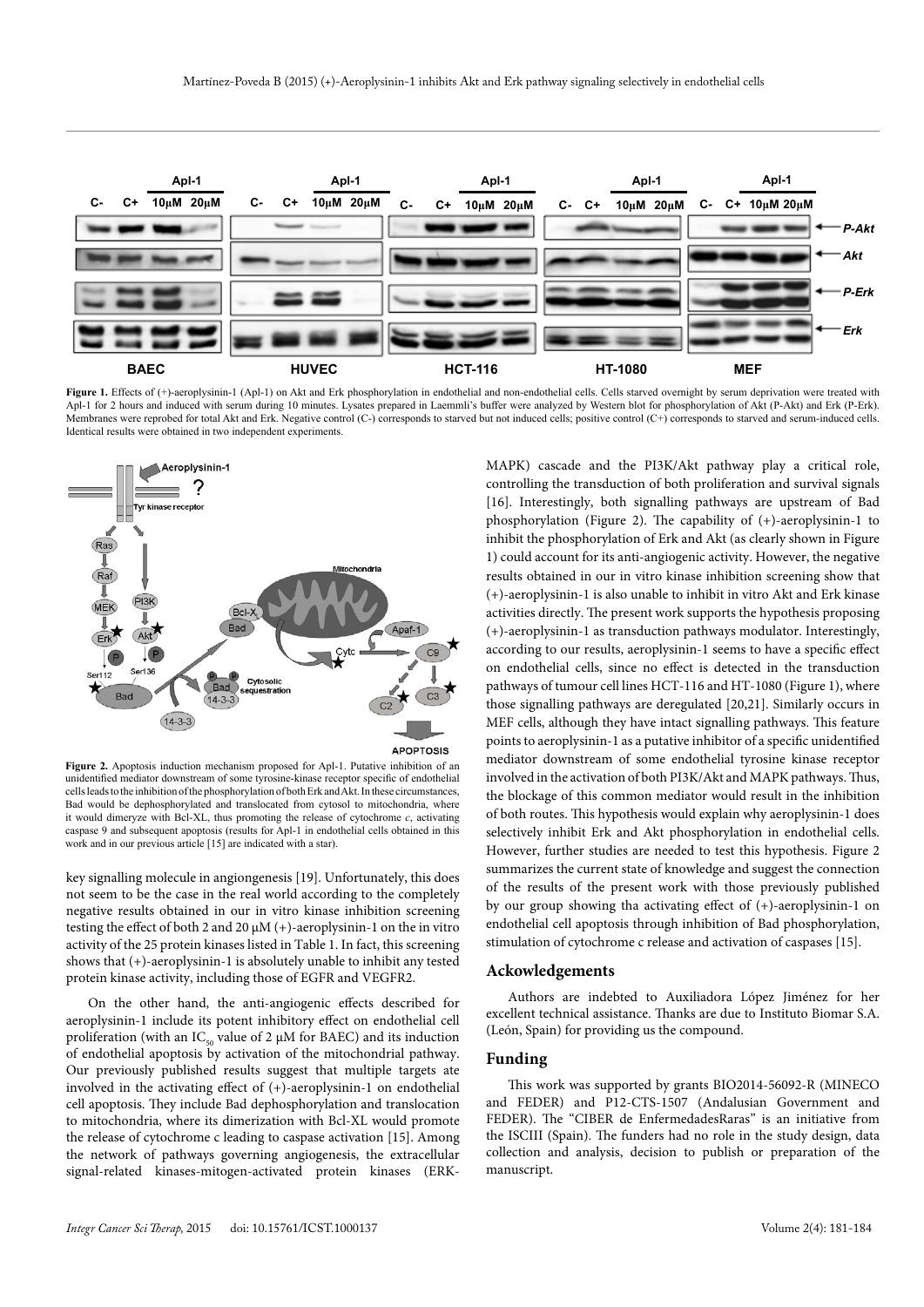**Figure 1.** Effects of (+)-aeroplysinin-1 (Apl-1) on Akt and Erk phosphorylation in endothelial and non-endothelial cells. Cells starved overnight by serum deprivation were treated with Apl-1 for 2 hours and induced with serum during 10 minutes. Lysates prepared in Laemmli's buffer were analyzed by Western blot for phosphorylation of Akt (P-Akt) and Erk (P-Erk). Membranes were reprobed for total Akt and Erk. Negative control (C-) corresponds to starved but not induced cells; positive control (C+) corresponds to starved and serum-induced cells. Identical results were obtained in two independent experiments.

**Figure 2.** Apoptosis induction mechanism proposed for Apl-1. Putative inhibition of an unidentified mediator downstream of some tyrosine-kinase receptor specific of endothelial cells leads to the inhibition of the phosphorylation of both Erk and Akt. In these circumstances, Bad would be dephosphorylated and translocated from cytosol to mitochondria, where it would dimeryze with Bcl-XL, thus promoting the release of cytochrome *c*, activating caspase 9 and subsequent apoptosis (results for Apl-1 in endothelial cells obtained in this work and in our previous article [15] are indicated with a star).

key signalling molecule in angiongenesis [19]. Unfortunately, this does not seem to be the case in the real world according to the completely negative results obtained in our in vitro kinase inhibition screening testing the effect of both 2 and 20 μM (+)-aeroplysinin-1 on the in vitro activity of the 25 protein kinases listed in Table 1. In fact, this screening shows that (+)-aeroplysinin-1 is absolutely unable to inhibit any tested protein kinase activity, including those of EGFR and VEGFR2.

On the other hand, the anti-angiogenic effects described for aeroplysinin-1 include its potent inhibitory effect on endothelial cell proliferation (with an $IC_{50}$ value of 2 μM for BAEC) and its induction of endothelial apoptosis by activation of the mitochondrial pathway. Our previously published results suggest that multiple targets ate involved in the activating effect of (+)-aeroplysinin-1 on endothelial cell apoptosis. They include Bad dephosphorylation and translocation to mitochondria, where its dimerization with Bcl-XL would promote the release of cytochrome c leading to caspase activation [15]. Among the network of pathways governing angiogenesis, the extracellular signal-related kinases-mitogen-activated protein kinases (ERK-MAPK) cascade and the PI3K/Akt pathway play a critical role, controlling the transduction of both proliferation and survival signals [16]. Interestingly, both signalling pathways are upstream of Bad phosphorylation (Figure 2). The capability of (+)-aeroplysinin-1 to inhibit the phosphorylation of Erk and Akt (as clearly shown in Figure 1) could account for its anti-angiogenic activity. However, the negative results obtained in our in vitro kinase inhibition screening show that (+)-aeroplysinin-1 is also unable to inhibit in vitro Akt and Erk kinase activities directly. The present work supports the hypothesis proposing (+)-aeroplysinin-1 as transduction pathways modulator. Interestingly, according to our results, aeroplysinin-1 seems to have a specific effect on endothelial cells, since no effect is detected in the transduction pathways of tumour cell lines HCT-116 and HT-1080 (Figure 1), where those signalling pathways are deregulated [20,21]. Similarly occurs in MEF cells, although they have intact signalling pathways. This feature points to aeroplysinin-1 as a putative inhibitor of a specific unidentified mediator downstream of some endothelial tyrosine kinase receptor involved in the activation of both PI3K/Akt and MAPK pathways. Thus, the blockage of this common mediator would result in the inhibition of both routes. This hypothesis would explain why aeroplysinin-1 does selectively inhibit Erk and Akt phosphorylation in endothelial cells. However, further studies are needed to test this hypothesis. Figure 2 summarizes the current state of knowledge and suggest the connection of the results of the present work with those previously published by our group showing tha activating effect of (+)-aeroplysinin-1 on endothelial cell apoptosis through inhibition of Bad phosphorylation, stimulation of cytochrome c release and activation of caspases [15].

## Ackowledgements

Authors are indebted to Auxiliadora López Jiménez for her excellent technical assistance. Thanks are due to Instituto Biomar S.A. (León, Spain) for providing us the compound.

## Funding

This work was supported by grants BIO2014-56092-R (MINECO and FEDER) and P12-CTS-1507 (Andalusian Government and FEDER). The "CIBER de EnfermedadesRaras" is an initiative from the ISCIII (Spain). The funders had no role in the study design, data collection and analysis, decision to publish or preparation of the manuscript.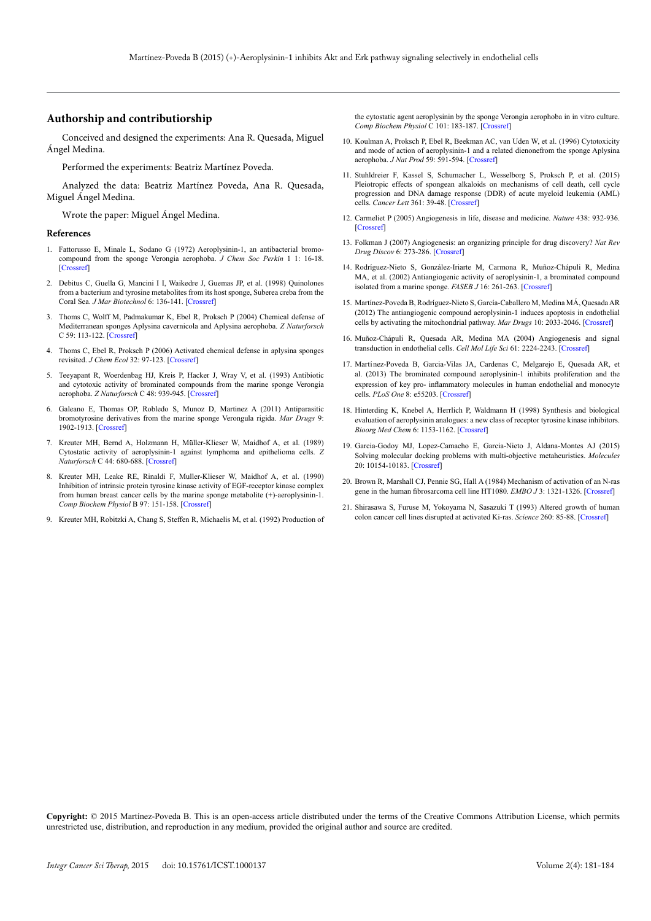## Authorship and contributorship

Conceived and designed the experiments: Ana R. Quesada, Miguel Ángel Medina.

Performed the experiments: Beatriz Martínez Poveda.

Analyzed the data: Beatriz Martínez Poveda, Ana R. Quesada, Miguel Ángel Medina.

Wrote the paper: Miguel Ángel Medina.

## References

1. Fattorusso E, Minale L, Sodano G (1972) Aeroplysinin-1, an antibacterial bromo-compound from the sponge Verongia aerophoba. *J Chem Soc Perkin* 1 1: 16-18. [Crossref]
2. Debitus C, Guella G, Mancini I I, Waikedre J, Guemas JP, et al. (1998) Quinolones from a bacterium and tyrosine metabolites from its host sponge, Suberea creba from the Coral Sea. *J Mar Biotechnol* 6: 136-141. [Crossref]
3. Thoms C, Wolff M, Padmakumar K, Ebel R, Proksch P (2004) Chemical defense of Mediterranean sponges Aplysina cavernicola and Aplysina aerophoba. *Z Naturforsch* C 59: 113-122. [Crossref]
4. Thoms C, Ebel R, Proksch P (2006) Activated chemical defense in aplysina sponges revisited. *J Chem Ecol* 32: 97-123. [Crossref]
5. Teeyapant R, Woerdenbag HJ, Kreis P, Hacker J, Wray V, et al. (1993) Antibiotic and cytotoxic activity of brominated compounds from the marine sponge Verongia aerophoba. *Z Naturforsch* C 48: 939-945. [Crossref]
6. Galeano E, Thomas OP, Robledo S, Munoz D, Martinez A (2011) Antiparasitic bromotyrosine derivatives from the marine sponge Verongula rigida. *Mar Drugs* 9: 1902-1913. [Crossref]
7. Kreuter MH, Bernd A, Holzmann H, Müller-Klieser W, Maidhof A, et al. (1989) Cytostatic activity of aeroplysinin-1 against lymphoma and epithelioma cells. *Z Naturforsch* C 44: 680-688. [Crossref]
8. Kreuter MH, Leake RE, Rinaldi F, Muller-Klieser W, Maidhof A, et al. (1990) Inhibition of intrinsic protein tyrosine kinase activity of EGF-receptor kinase complex from human breast cancer cells by the marine sponge metabolite (+)-aeroplysinin-1. *Comp Biochem Physiol* B 97: 151-158. [Crossref]
9. Kreuter MH, Robitzki A, Chang S, Steffen R, Michaelis M, et al. (1992) Production of the cytostatic agent aeroplysinin by the sponge Verongia aerophoba in in vitro culture. *Comp Biochem Physiol* C 101: 183-187. [Crossref]
10. Koulman A, Proksch P, Ebel R, Beekman AC, van Uden W, et al. (1996) Cytotoxicity and mode of action of aeroplysinin-1 and a related dienonefrom the sponge Aplysina aerophoba. *J Nat Prod* 59: 591-594. [Crossref]
11. Stuhldreier F, Kassel S, Schumacher L, Wesselborg S, Proksch P, et al. (2015) Pleiotropic effects of spongean alkaloids on mechanisms of cell death, cell cycle progression and DNA damage response (DDR) of acute myeloid leukemia (AML) cells. *Cancer Lett* 361: 39-48. [Crossref]
12. Carmeliet P (2005) Angiogenesis in life, disease and medicine. *Nature* 438: 932-936. [Crossref]
13. Folkman J (2007) Angiogenesis: an organizing principle for drug discovery? *Nat Rev Drug Discov* 6: 273-286. [Crossref]
14. Rodríguez-Nieto S, González-Iriarte M, Carmona R, Muñoz-Chápuli R, Medina MA, et al. (2002) Antiangiogenic activity of aeroplysinin-1, a brominated compound isolated from a marine sponge. *FASEB J* 16: 261-263. [Crossref]
15. Martínez-Poveda B, Rodríguez-Nieto S, García-Caballero M, Medina MÁ, Quesada AR (2012) The antiangiogenic compound aeroplysinin-1 induces apoptosis in endothelial cells by activating the mitochondrial pathway. *Mar Drugs* 10: 2033-2046. [Crossref]
16. Muñoz-Chápuli R, Quesada AR, Medina MA (2004) Angiogenesis and signal transduction in endothelial cells. *Cell Mol Life Sci* 61: 2224-2243. [Crossref]
17. Martínez-Poveda B, Garcia-Vilas JA, Cardenas C, Melgarejo E, Quesada AR, et al. (2013) The brominated compound aeroplysinin-1 inhibits proliferation and the expression of key pro- inflammatory molecules in human endothelial and monocyte cells. *PLoS One* 8: e55203. [Crossref]
18. Hinterding K, Knebel A, Herrlich P, Waldmann H (1998) Synthesis and biological evaluation of aeroplysinin analogues: a new class of receptor tyrosine kinase inhibitors. *Bioorg Med Chem* 6: 1153-1162. [Crossref]
19. Garcia-Godoy MJ, Lopez-Camacho E, Garcia-Nieto J, Aldana-Montes AJ (2015) Solving molecular docking problems with multi-objective metaheuristics. *Molecules* 20: 10154-10183. [Crossref]
20. Brown R, Marshall CJ, Pennie SG, Hall A (1984) Mechanism of activation of an N-ras gene in the human fibrosarcoma cell line HT1080. *EMBO J* 3: 1321-1326. [Crossref]
21. Shirasawa S, Furuse M, Yokoyama N, Sasazuki T (1993) Altered growth of human colon cancer cell lines disrupted at activated Ki-ras. *Science* 260: 85-88. [Crossref]

**Copyright:** © 2015 Martínez-Poveda B. This is an open-access article distributed under the terms of the Creative Commons Attribution License, which permits unrestricted use, distribution, and reproduction in any medium, provided the original author and source are credited.